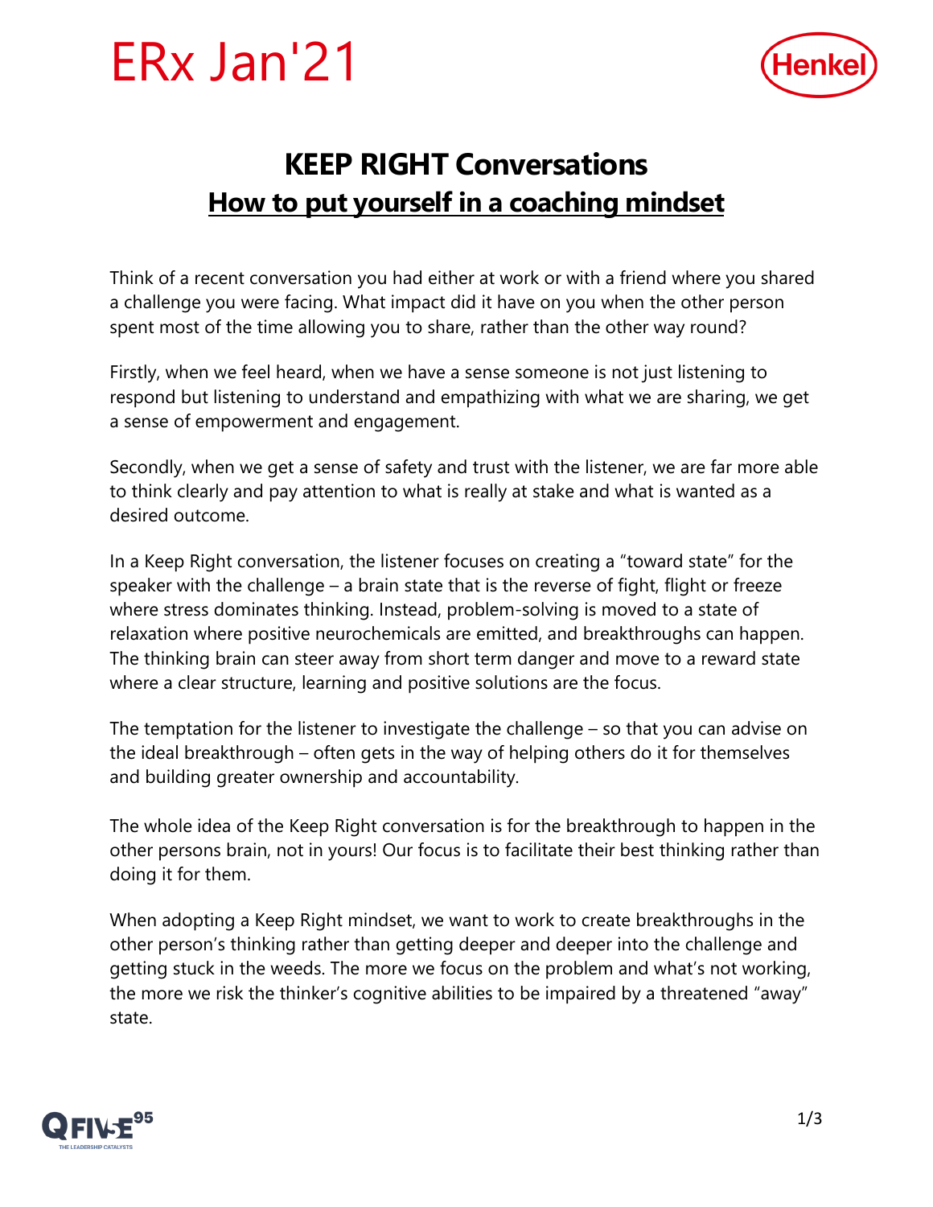# ERx Jan'21

## KEEP RIGHT Conversations

## How to put yourself in a coaching mindset

Think of a recent conversation you had either at work or with a friend where you shared a challenge you were facing. What impact did it have on you when the other person spent most of the time allowing you to share, rather than the other way round?

Firstly, when we feel heard, when we have a sense someone is not just listening to respond but listening to understand and empathizing with what we are sharing, we get a sense of empowerment and engagement.

Secondly, when we get a sense of safety and trust with the listener, we are far more able to think clearly and pay attention to what is really at stake and what is wanted as a desired outcome.

In a Keep Right conversation, the listener focuses on creating a "toward state" for the speaker with the challenge – a brain state that is the reverse of fight, flight or freeze where stress dominates thinking. Instead, problem-solving is moved to a state of relaxation where positive neurochemicals are emitted, and breakthroughs can happen. The thinking brain can steer away from short term danger and move to a reward state where a clear structure, learning and positive solutions are the focus.

The temptation for the listener to investigate the challenge – so that you can advise on the ideal breakthrough – often gets in the way of helping others do it for themselves and building greater ownership and accountability.

The whole idea of the Keep Right conversation is for the breakthrough to happen in the other persons brain, not in yours! Our focus is to facilitate their best thinking rather than doing it for them.

When adopting a Keep Right mindset, we want to work to create breakthroughs in the other person's thinking rather than getting deeper and deeper into the challenge and getting stuck in the weeds. The more we focus on the problem and what's not working, the more we risk the thinker's cognitive abilities to be impaired by a threatened "away" state.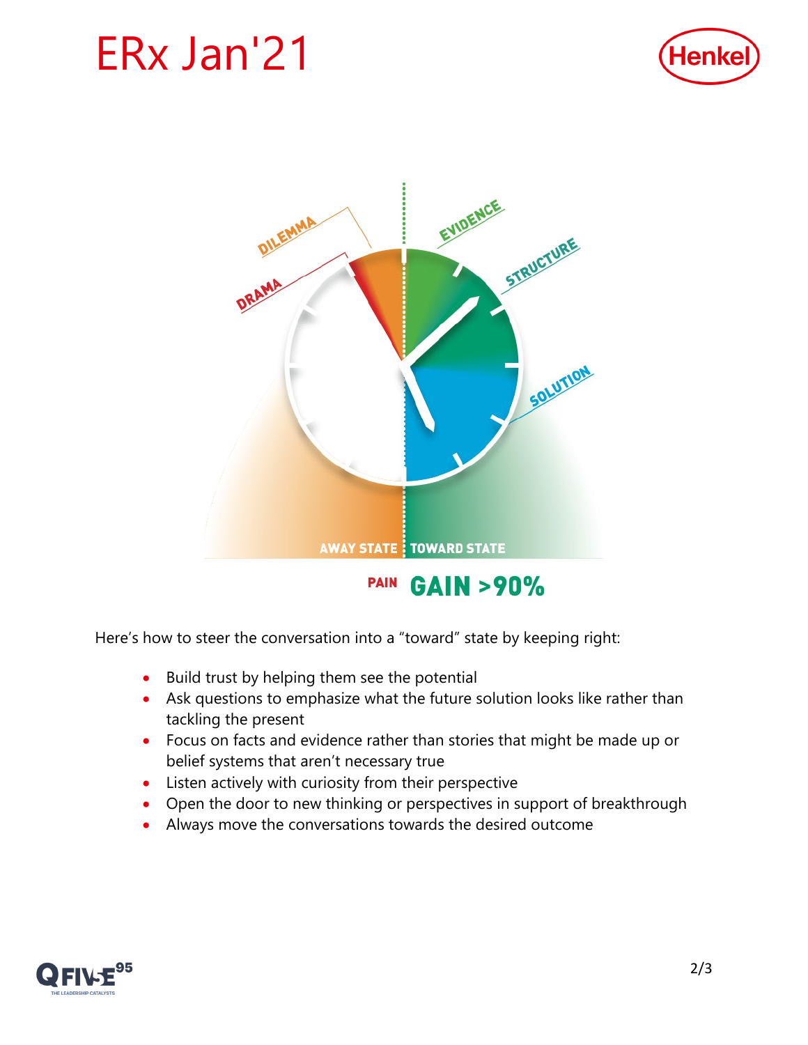# ERx Jan'21

DILEMMA

DRAMA

EVIDENCE

STRUCTURE

SOLUTION

AWAY STATE | TOWARD STATE

PAIN **GAIN >90%**

Here's how to steer the conversation into a "toward" state by keeping right:

- Build trust by helping them see the potential
- Ask questions to emphasize what the future solution looks like rather than tackling the present
- Focus on facts and evidence rather than stories that might be made up or belief systems that aren't necessary true
- Listen actively with curiosity from their perspective
- Open the door to new thinking or perspectives in support of breakthrough
- Always move the conversations towards the desired outcome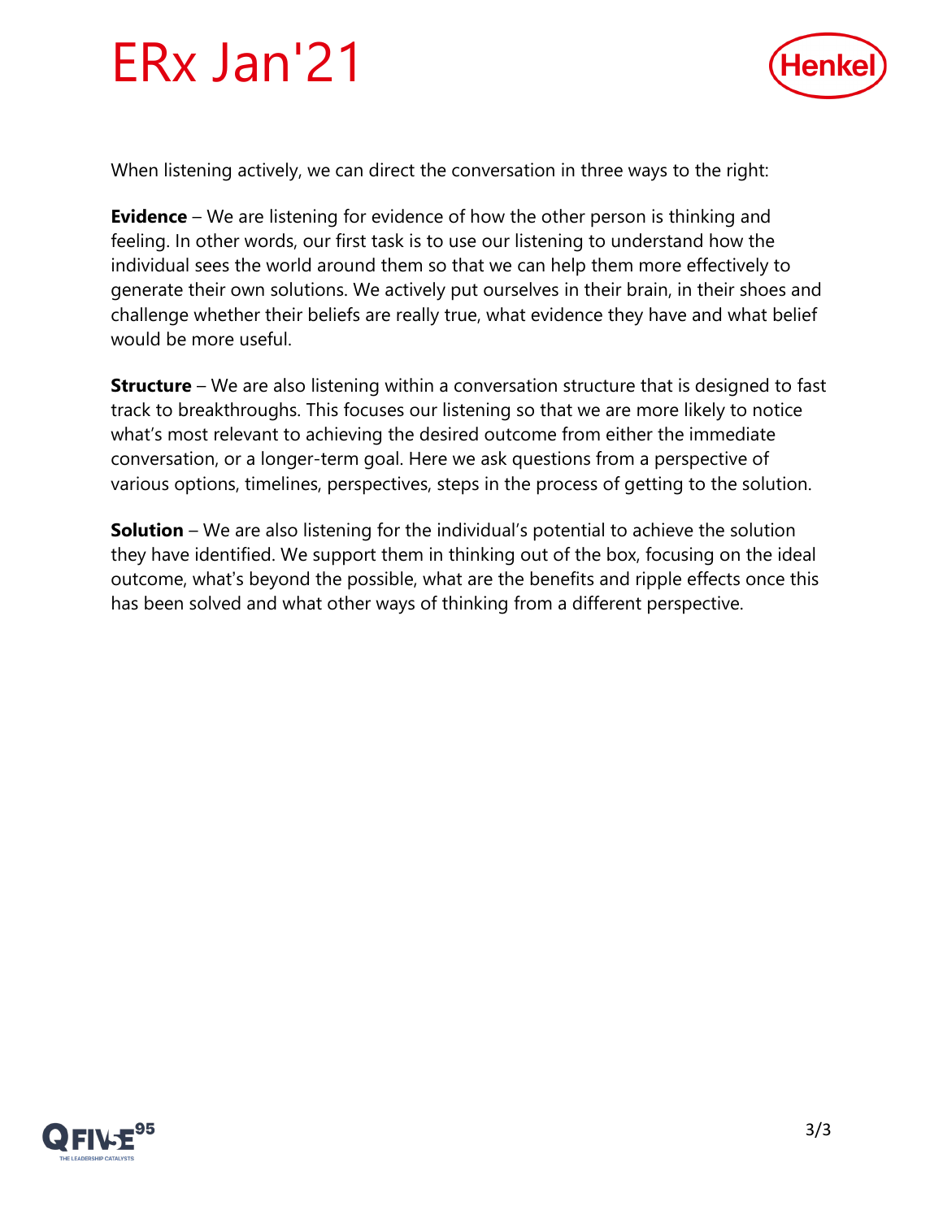# ERx Jan'21

When listening actively, we can direct the conversation in three ways to the right:

**Evidence** – We are listening for evidence of how the other person is thinking and feeling. In other words, our first task is to use our listening to understand how the individual sees the world around them so that we can help them more effectively to generate their own solutions. We actively put ourselves in their brain, in their shoes and challenge whether their beliefs are really true, what evidence they have and what belief would be more useful.

**Structure** – We are also listening within a conversation structure that is designed to fast track to breakthroughs. This focuses our listening so that we are more likely to notice what's most relevant to achieving the desired outcome from either the immediate conversation, or a longer-term goal. Here we ask questions from a perspective of various options, timelines, perspectives, steps in the process of getting to the solution.

**Solution** – We are also listening for the individual's potential to achieve the solution they have identified. We support them in thinking out of the box, focusing on the ideal outcome, what's beyond the possible, what are the benefits and ripple effects once this has been solved and what other ways of thinking from a different perspective.